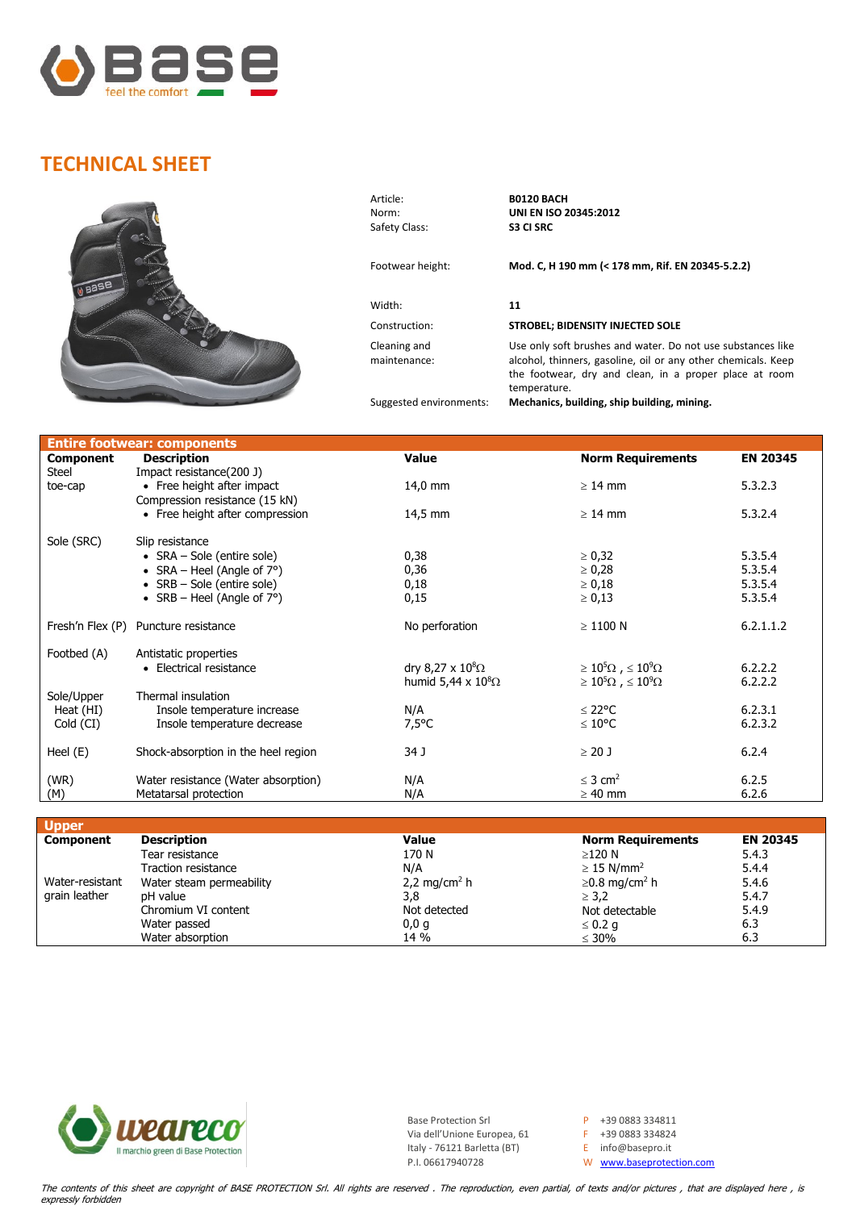# TECHNICAL SHEET

| | |
|---|---|
| Article: | **B0120 BACH** |
| Norm: | **UNI EN ISO 20345:2012** |
| Safety Class: | **S3 CI SRC** |
| Footwear height: | **Mod. C, H 190 mm (< 178 mm, Rif. EN 20345-5.2.2)** |
| Width: | **11** |
| Construction: | **STROBEL; BIDENSITY INJECTED SOLE** |
| Cleaning and maintenance: | Use only soft brushes and water. Do not use substances like alcohol, thinners, gasoline, oil or any other chemicals. Keep the footwear, dry and clean, in a proper place at room temperature. |
| Suggested environments: | **Mechanics, building, ship building, mining.** |

| **Entire footwear: components** | | | | |
|---|---|---|---|---|
| **Component** | **Description** | **Value** | **Norm Requirements** | **EN 20345** |
| Steel toe-cap | Impact resistance(200 J) | | | |
| | • Free height after impact | 14,0 mm | ≥ 14 mm | 5.3.2.3 |
| | Compression resistance (15 kN) | | | |
| | • Free height after compression | 14,5 mm | ≥ 14 mm | 5.3.2.4 |
| Sole (SRC) | Slip resistance | | | |
| | • SRA – Sole (entire sole) | 0,38 | ≥ 0,32 | 5.3.5.4 |
| | • SRA – Heel (Angle of 7°) | 0,36 | ≥ 0,28 | 5.3.5.4 |
| | • SRB – Sole (entire sole) | 0,18 | ≥ 0,18 | 5.3.5.4 |
| | • SRB – Heel (Angle of 7°) | 0,15 | ≥ 0,13 | 5.3.5.4 |
| Fresh'n Flex (P) | Puncture resistance | No perforation | ≥ 1100 N | 6.2.1.1.2 |
| Footbed (A) | Antistatic properties | | | |
| | • Electrical resistance | dry $8{,}27 \times 10^8 \Omega$ | $\geq 10^5\Omega$ , $\leq 10^9\Omega$ | 6.2.2.2 |
| | | humid $5{,}44 \times 10^8 \Omega$ | $\geq 10^5\Omega$ , $\leq 10^9\Omega$ | 6.2.2.2 |
| Sole/Upper | Thermal insulation | | | |
| Heat (HI) | Insole temperature increase | N/A | ≤ 22°C | 6.2.3.1 |
| Cold (CI) | Insole temperature decrease | 7,5°C | ≤ 10°C | 6.2.3.2 |
| Heel (E) | Shock-absorption in the heel region | 34 J | ≥ 20 J | 6.2.4 |
| (WR) | Water resistance (Water absorption) | N/A | $\leq 3$ cm$^2$ | 6.2.5 |
| (M) | Metatarsal protection | N/A | ≥ 40 mm | 6.2.6 |

| **Upper** | | | | |
|---|---|---|---|---|
| **Component** | **Description** | **Value** | **Norm Requirements** | **EN 20345** |
| | Tear resistance | 170 N | ≥120 N | 5.4.3 |
| | Traction resistance | N/A | $\geq 15$ N/mm$^2$ | 5.4.4 |
| Water-resistant grain leather | Water steam permeability | 2,2 mg/cm$^2$ h | ≥0.8 mg/cm$^2$ h | 5.4.6 |
| | pH value | 3,8 | ≥ 3,2 | 5.4.7 |
| | Chromium VI content | Not detected | Not detectable | 5.4.9 |
| | Water passed | 0,0 g | ≤ 0.2 g | 6.3 |
| | Water absorption | 14 % | ≤ 30% | 6.3 |

weareco – Il marchio green di Base Protection

Base Protection Srl
Via dell'Unione Europea, 61
Italy - 76121 Barletta (BT)
P.I. 06617940728

P +39 0883 334811
F +39 0883 334824
E info@basepro.it
W www.baseprotection.com

*The contents of this sheet are copyright of BASE PROTECTION Srl. All rights are reserved . The reproduction, even partial, of texts and/or pictures , that are displayed here , is expressly forbidden*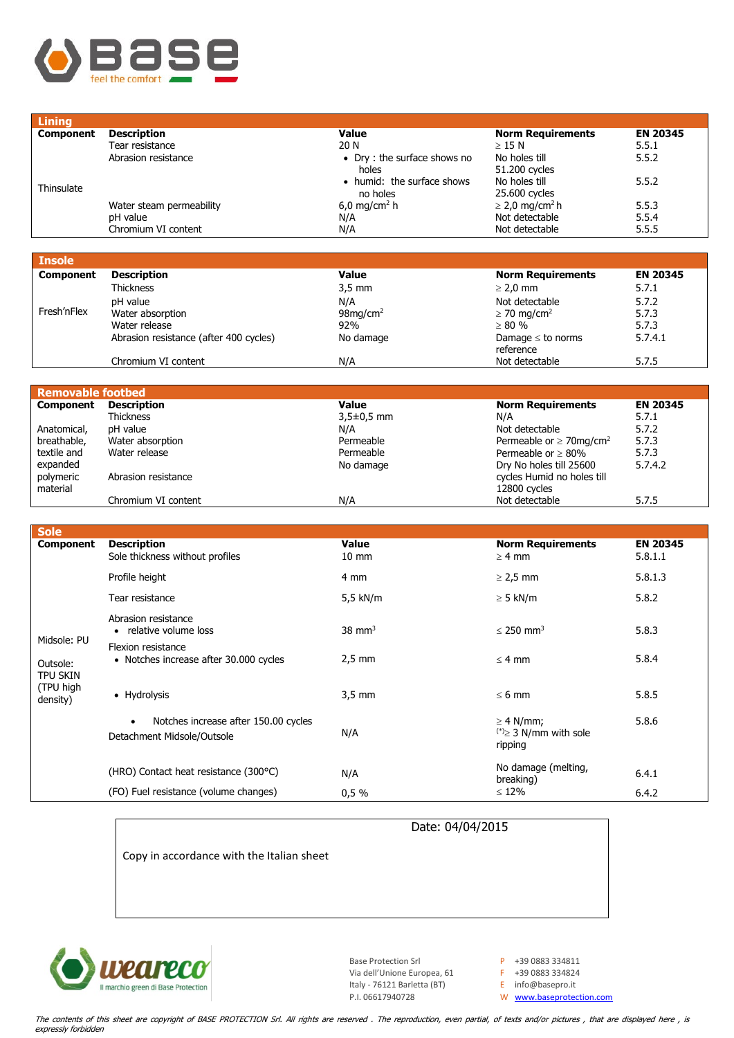## Lining

| Component | Description | Value | Norm Requirements | EN 20345 |
|---|---|---|---|---|
| Thinsulate | Tear resistance | 20 N | ≥ 15 N | 5.5.1 |
| | Abrasion resistance | • Dry : the surface shows no holes | No holes till 51.200 cycles | 5.5.2 |
| | | • humid: the surface shows no holes | No holes till 25.600 cycles | 5.5.2 |
| | Water steam permeability | 6,0 mg/cm$^2$ h | ≥ 2,0 mg/cm$^2$ h | 5.5.3 |
| | pH value | N/A | Not detectable | 5.5.4 |
| | Chromium VI content | N/A | Not detectable | 5.5.5 |

## Insole

| Component | Description | Value | Norm Requirements | EN 20345 |
|---|---|---|---|---|
| Fresh'nFlex | Thickness | 3,5 mm | ≥ 2,0 mm | 5.7.1 |
| | pH value | N/A | Not detectable | 5.7.2 |
| | Water absorption | 98mg/cm$^2$ | ≥ 70 mg/cm$^2$ | 5.7.3 |
| | Water release | 92% | ≥ 80 % | 5.7.3 |
| | Abrasion resistance (after 400 cycles) | No damage | Damage ≤ to norms reference | 5.7.4.1 |
| | Chromium VI content | N/A | Not detectable | 5.7.5 |

## Removable footbed

| Component | Description | Value | Norm Requirements | EN 20345 |
|---|---|---|---|---|
| Anatomical, breathable, textile and expanded polymeric material | Thickness | 3,5±0,5 mm | N/A | 5.7.1 |
| | pH value | N/A | Not detectable | 5.7.2 |
| | Water absorption | Permeable | Permeable or ≥ 70mg/cm$^2$ | 5.7.3 |
| | Water release | Permeable | Permeable or ≥ 80% | 5.7.3 |
| | Abrasion resistance | No damage | Dry No holes till 25600 cycles Humid no holes till 12800 cycles | 5.7.4.2 |
| | Chromium VI content | N/A | Not detectable | 5.7.5 |

## Sole

| Component | Description | Value | Norm Requirements | EN 20345 |
|---|---|---|---|---|
| Midsole: PU<br>Outsole: TPU SKIN (TPU high density) | Sole thickness without profiles | 10 mm | ≥ 4 mm | 5.8.1.1 |
| | Profile height | 4 mm | ≥ 2,5 mm | 5.8.1.3 |
| | Tear resistance | 5,5 kN/m | ≥ 5 kN/m | 5.8.2 |
| | Abrasion resistance<br>• relative volume loss | 38 mm$^3$ | ≤ 250 mm$^3$ | 5.8.3 |
| | Flexion resistance<br>• Notches increase after 30.000 cycles | 2,5 mm | ≤ 4 mm | 5.8.4 |
| | • Hydrolysis | 3,5 mm | ≤ 6 mm | 5.8.5 |
| | • Notches increase after 150.00 cycles<br>Detachment Midsole/Outsole | N/A | ≥ 4 N/mm; (*)≥ 3 N/mm with sole ripping | 5.8.6 |
| | (HRO) Contact heat resistance (300°C) | N/A | No damage (melting, breaking) | 6.4.1 |
| | (FO) Fuel resistance (volume changes) | 0,5 % | ≤ 12% | 6.4.2 |

Date: 04/04/2015

Copy in accordance with the Italian sheet

weareco
Il marchio green di Base Protection

Base Protection Srl
Via dell'Unione Europea, 61
Italy - 76121 Barletta (BT)
P.I. 06617940728

P +39 0883 334811
F +39 0883 334824
E info@basepro.it
W www.baseprotection.com

*The contents of this sheet are copyright of BASE PROTECTION Srl. All rights are reserved . The reproduction, even partial, of texts and/or pictures , that are displayed here , is expressly forbidden*